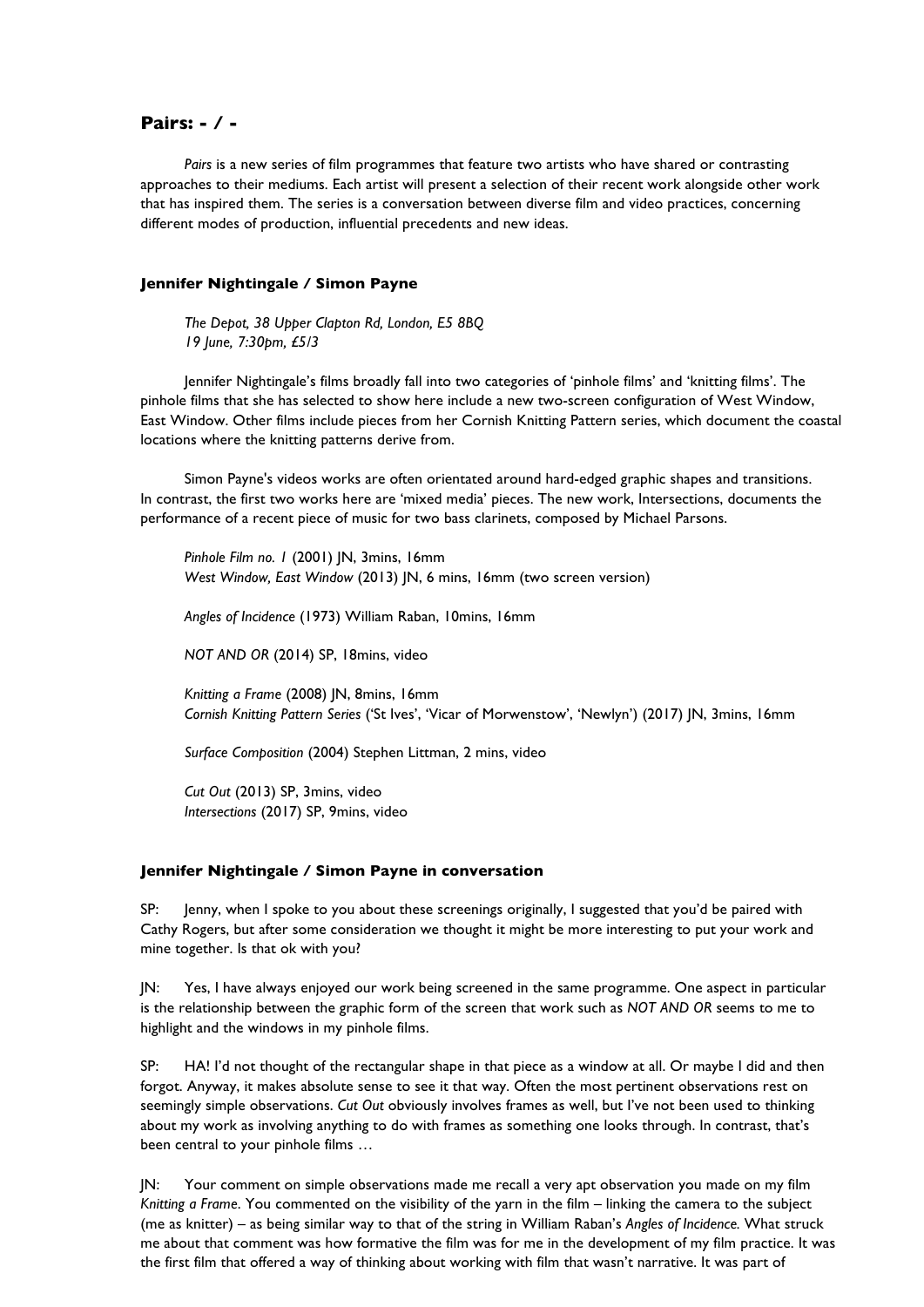## Pairs: - / -

*Pairs* is a new series of film programmes that feature two artists who have shared or contrasting approaches to their mediums. Each artist will present a selection of their recent work alongside other work that has inspired them. The series is a conversation between diverse film and video practices, concerning different modes of production, influential precedents and new ideas.

### Jennifer Nightingale / Simon Payne

*The Depot, 38 Upper Clapton Rd, London, E5 8BQ*
*19 June, 7:30pm, £5/3*

Jennifer Nightingale's films broadly fall into two categories of 'pinhole films' and 'knitting films'. The pinhole films that she has selected to show here include a new two-screen configuration of West Window, East Window. Other films include pieces from her Cornish Knitting Pattern series, which document the coastal locations where the knitting patterns derive from.

Simon Payne's videos works are often orientated around hard-edged graphic shapes and transitions. In contrast, the first two works here are 'mixed media' pieces. The new work, Intersections, documents the performance of a recent piece of music for two bass clarinets, composed by Michael Parsons.

*Pinhole Film no. 1* (2001) JN, 3mins, 16mm
*West Window, East Window* (2013) JN, 6 mins, 16mm (two screen version)

*Angles of Incidence* (1973) William Raban, 10mins, 16mm

*NOT AND OR* (2014) SP, 18mins, video

*Knitting a Frame* (2008) JN, 8mins, 16mm
*Cornish Knitting Pattern Series* ('St Ives', 'Vicar of Morwenstow', 'Newlyn') (2017) JN, 3mins, 16mm

*Surface Composition* (2004) Stephen Littman, 2 mins, video

*Cut Out* (2013) SP, 3mins, video
*Intersections* (2017) SP, 9mins, video

### Jennifer Nightingale / Simon Payne in conversation

SP: Jenny, when I spoke to you about these screenings originally, I suggested that you'd be paired with Cathy Rogers, but after some consideration we thought it might be more interesting to put your work and mine together. Is that ok with you?

JN: Yes, I have always enjoyed our work being screened in the same programme. One aspect in particular is the relationship between the graphic form of the screen that work such as *NOT AND OR* seems to me to highlight and the windows in my pinhole films.

SP: HA! I'd not thought of the rectangular shape in that piece as a window at all. Or maybe I did and then forgot. Anyway, it makes absolute sense to see it that way. Often the most pertinent observations rest on seemingly simple observations. *Cut Out* obviously involves frames as well, but I've not been used to thinking about my work as involving anything to do with frames as something one looks through. In contrast, that's been central to your pinhole films …

JN: Your comment on simple observations made me recall a very apt observation you made on my film *Knitting a Frame*. You commented on the visibility of the yarn in the film – linking the camera to the subject (me as knitter) – as being similar way to that of the string in William Raban's *Angles of Incidence.* What struck me about that comment was how formative the film was for me in the development of my film practice. It was the first film that offered a way of thinking about working with film that wasn't narrative. It was part of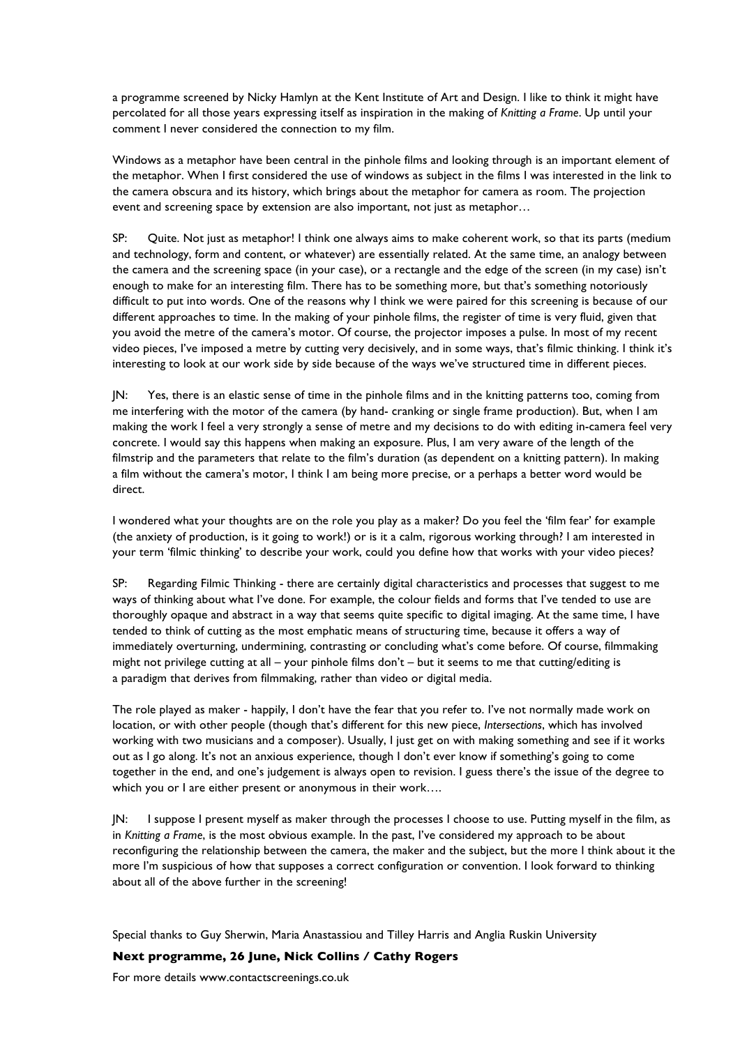a programme screened by Nicky Hamlyn at the Kent Institute of Art and Design. I like to think it might have percolated for all those years expressing itself as inspiration in the making of *Knitting a Frame*. Up until your comment I never considered the connection to my film.

Windows as a metaphor have been central in the pinhole films and looking through is an important element of the metaphor. When I first considered the use of windows as subject in the films I was interested in the link to the camera obscura and its history, which brings about the metaphor for camera as room. The projection event and screening space by extension are also important, not just as metaphor…

SP: Quite. Not just as metaphor! I think one always aims to make coherent work, so that its parts (medium and technology, form and content, or whatever) are essentially related. At the same time, an analogy between the camera and the screening space (in your case), or a rectangle and the edge of the screen (in my case) isn't enough to make for an interesting film. There has to be something more, but that's something notoriously difficult to put into words. One of the reasons why I think we were paired for this screening is because of our different approaches to time. In the making of your pinhole films, the register of time is very fluid, given that you avoid the metre of the camera's motor. Of course, the projector imposes a pulse. In most of my recent video pieces, I've imposed a metre by cutting very decisively, and in some ways, that's filmic thinking. I think it's interesting to look at our work side by side because of the ways we've structured time in different pieces.

JN: Yes, there is an elastic sense of time in the pinhole films and in the knitting patterns too, coming from me interfering with the motor of the camera (by hand- cranking or single frame production). But, when I am making the work I feel a very strongly a sense of metre and my decisions to do with editing in-camera feel very concrete. I would say this happens when making an exposure. Plus, I am very aware of the length of the filmstrip and the parameters that relate to the film's duration (as dependent on a knitting pattern). In making a film without the camera's motor, I think I am being more precise, or a perhaps a better word would be direct.

I wondered what your thoughts are on the role you play as a maker? Do you feel the 'film fear' for example (the anxiety of production, is it going to work!) or is it a calm, rigorous working through? I am interested in your term 'filmic thinking' to describe your work, could you define how that works with your video pieces?

SP: Regarding Filmic Thinking - there are certainly digital characteristics and processes that suggest to me ways of thinking about what I've done. For example, the colour fields and forms that I've tended to use are thoroughly opaque and abstract in a way that seems quite specific to digital imaging. At the same time, I have tended to think of cutting as the most emphatic means of structuring time, because it offers a way of immediately overturning, undermining, contrasting or concluding what's come before. Of course, filmmaking might not privilege cutting at all – your pinhole films don't – but it seems to me that cutting/editing is a paradigm that derives from filmmaking, rather than video or digital media.

The role played as maker - happily, I don't have the fear that you refer to. I've not normally made work on location, or with other people (though that's different for this new piece, *Intersections*, which has involved working with two musicians and a composer). Usually, I just get on with making something and see if it works out as I go along. It's not an anxious experience, though I don't ever know if something's going to come together in the end, and one's judgement is always open to revision. I guess there's the issue of the degree to which you or I are either present or anonymous in their work….

JN: I suppose I present myself as maker through the processes I choose to use. Putting myself in the film, as in *Knitting a Frame*, is the most obvious example. In the past, I've considered my approach to be about reconfiguring the relationship between the camera, the maker and the subject, but the more I think about it the more I'm suspicious of how that supposes a correct configuration or convention. I look forward to thinking about all of the above further in the screening!

Special thanks to Guy Sherwin, Maria Anastassiou and Tilley Harris and Anglia Ruskin University

**Next programme, 26 June, Nick Collins / Cathy Rogers**

For more details www.contactscreenings.co.uk